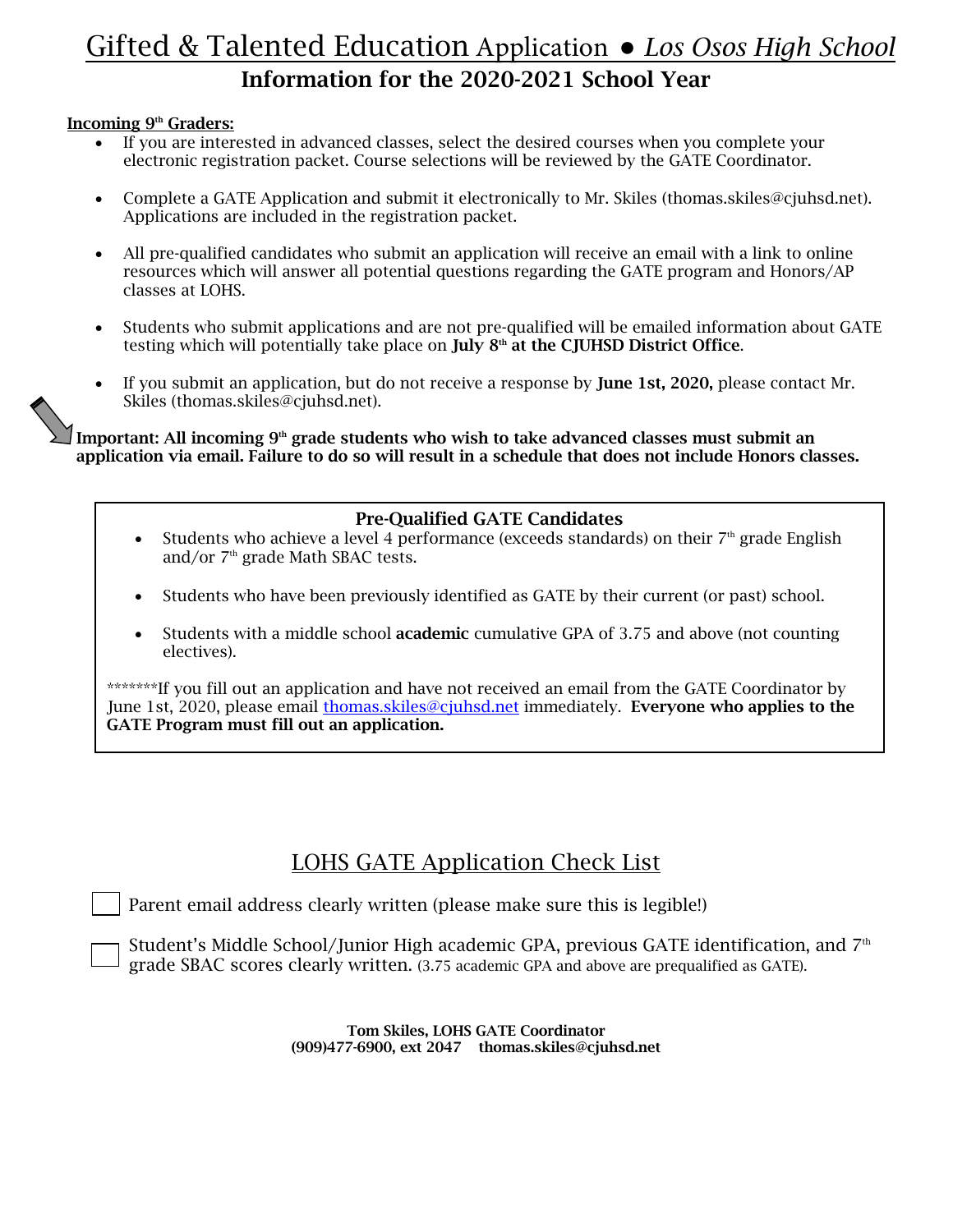# Gifted & Talented Education Application ● *Los Osos High School*

## Information for the 2020-2021 School Year

**Incoming 9th Graders:**

- If you are interested in advanced classes, select the desired courses when you complete your electronic registration packet. Course selections will be reviewed by the GATE Coordinator.

- Complete a GATE Application and submit it electronically to Mr. Skiles (thomas.skiles@cjuhsd.net). Applications are included in the registration packet.

- All pre-qualified candidates who submit an application will receive an email with a link to online resources which will answer all potential questions regarding the GATE program and Honors/AP classes at LOHS.

- Students who submit applications and are not pre-qualified will be emailed information about GATE testing which will potentially take place on **July 8th at the CJUHSD District Office**.

- If you submit an application, but do not receive a response by **June 1st, 2020,** please contact Mr. Skiles (thomas.skiles@cjuhsd.net).

**Important: All incoming 9th grade students who wish to take advanced classes must submit an application via email. Failure to do so will result in a schedule that does not include Honors classes.**

**Pre-Qualified GATE Candidates**

- Students who achieve a level 4 performance (exceeds standards) on their 7th grade English and/or 7th grade Math SBAC tests.

- Students who have been previously identified as GATE by their current (or past) school.

- Students with a middle school **academic** cumulative GPA of 3.75 and above (not counting electives).

*******If you fill out an application and have not received an email from the GATE Coordinator by June 1st, 2020, please email thomas.skiles@cjuhsd.net immediately. **Everyone who applies to the GATE Program must fill out an application.**

## LOHS GATE Application Check List

- ☐ Parent email address clearly written (please make sure this is legible!)
- ☐ Student's Middle School/Junior High academic GPA, previous GATE identification, and 7th grade SBAC scores clearly written. (3.75 academic GPA and above are prequalified as GATE).

**Tom Skiles, LOHS GATE Coordinator**
**(909)477-6900, ext 2047 thomas.skiles@cjuhsd.net**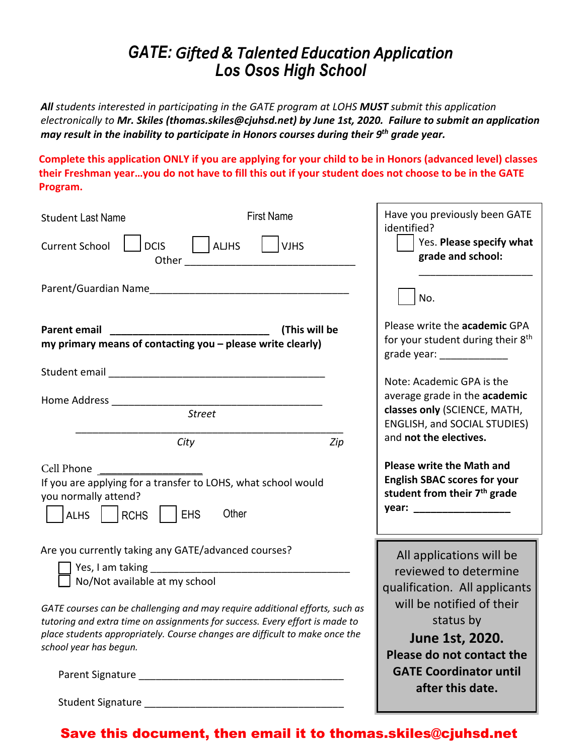# GATE: *Gifted & Talented Education Application*
# Los Osos High School

***All** students interested in participating in the GATE program at LOHS **MUST** submit this application electronically to **Mr. Skiles (thomas.skiles@cjuhsd.net) by June 1st, 2020. Failure to submit an application may result in the inability to participate in Honors courses during their 9th grade year.***

**Complete this application ONLY if you are applying for your child to be in Honors (advanced level) classes their Freshman year…you do not have to fill this out if your student does not choose to be in the GATE Program.**

Student Last Name                    First Name

Current School ☐ DCIS ☐ ALJHS ☐ VJHS
Other ______________________________

Parent/Guardian Name___________________________________

**Parent email ____________________________ (This will be my primary means of contacting you – please write clearly)**

Student email _______________________________________

Home Address _______________________________________
*Street*

_______________________________________________
*City*                    *Zip*

Cell Phone _________________

If you are applying for a transfer to LOHS, what school would you normally attend?

☐ ALHS ☐ RCHS ☐ EHS Other

Are you currently taking any GATE/advanced courses?

☐ Yes, I am taking ___________________________________
☐ No/Not available at my school

*GATE courses can be challenging and may require additional efforts, such as tutoring and extra time on assignments for success. Every effort is made to place students appropriately. Course changes are difficult to make once the school year has begun.*

Parent Signature ___________________________________

Student Signature ___________________________________

Have you previously been GATE identified?

☐ Yes. **Please specify what grade and school:**

____________________

☐ No.

Please write the **academic** GPA for your student during their 8th grade year: ____________

Note: Academic GPA is the average grade in the **academic classes only** (SCIENCE, MATH, ENGLISH, and SOCIAL STUDIES) and **not the electives.**

**Please write the Math and English SBAC scores for your student from their 7th grade year: _________________**

All applications will be reviewed to determine qualification. All applicants will be notified of their status by

**June 1st, 2020.**

**Please do not contact the GATE Coordinator until after this date.**

**Save this document, then email it to thomas.skiles@cjuhsd.net**